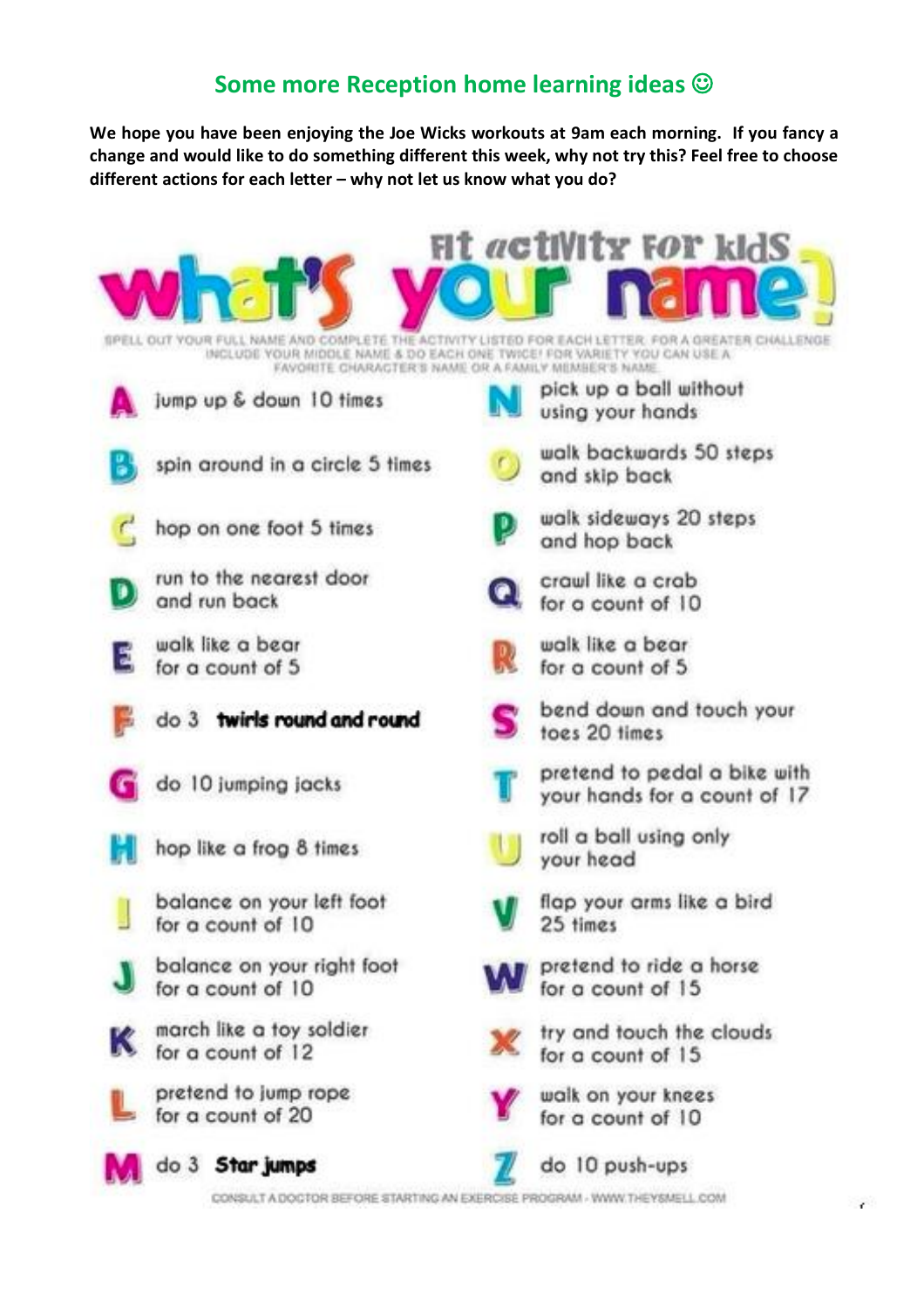## Some more Reception home learning ideas ☺

**We hope you have been enjoying the Joe Wicks workouts at 9am each morning. If you fancy a change and would like to do something different this week, why not try this? Feel free to choose different actions for each letter – why not let us know what you do?**

# what's your name? Fit activity for kids

SPELL OUT YOUR FULL NAME AND COMPLETE THE ACTIVITY LISTED FOR EACH LETTER. FOR A GREATER CHALLENGE INCLUDE YOUR MIDDLE NAME & DO EACH ONE TWICE! FOR VARIETY YOU CAN USE A FAVORITE CHARACTER'S NAME OR A FAMILY MEMBER'S NAME.

- **A** jump up & down 10 times
- **B** spin around in a circle 5 times
- **C** hop on one foot 5 times
- **D** run to the nearest door and run back
- **E** walk like a bear for a count of 5
- **F** do 3 **twirls round and round**
- **G** do 10 jumping jacks
- **H** hop like a frog 8 times
- **I** balance on your left foot for a count of 10
- **J** balance on your right foot for a count of 10
- **K** march like a toy soldier for a count of 12
- **L** pretend to jump rope for a count of 20
- **M** do 3 **Star jumps**
- **N** pick up a ball without using your hands
- **O** walk backwards 50 steps and skip back
- **P** walk sideways 20 steps and hop back
- **Q** crawl like a crab for a count of 10
- **R** walk like a bear for a count of 5
- **S** bend down and touch your toes 20 times
- **T** pretend to pedal a bike with your hands for a count of 17
- **U** roll a ball using only your head
- **V** flap your arms like a bird 25 times
- **W** pretend to ride a horse for a count of 15
- **X** try and touch the clouds for a count of 15
- **Y** walk on your knees for a count of 10
- **Z** do 10 push-ups

CONSULT A DOCTOR BEFORE STARTING AN EXERCISE PROGRAM - WWW.THEYSMELL.COM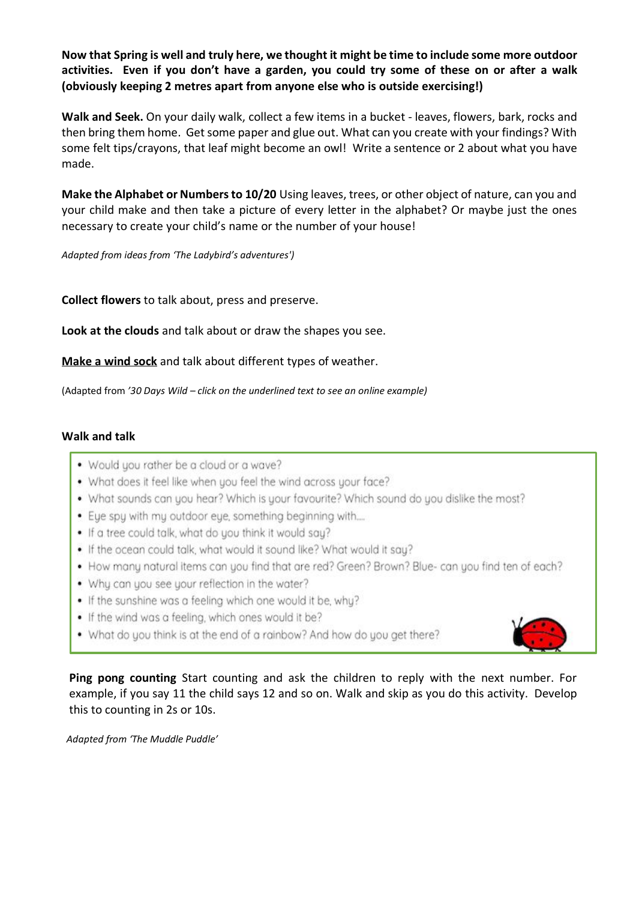**Now that Spring is well and truly here, we thought it might be time to include some more outdoor activities. Even if you don't have a garden, you could try some of these on or after a walk (obviously keeping 2 metres apart from anyone else who is outside exercising!)**

**Walk and Seek.** On your daily walk, collect a few items in a bucket - leaves, flowers, bark, rocks and then bring them home. Get some paper and glue out. What can you create with your findings? With some felt tips/crayons, that leaf might become an owl! Write a sentence or 2 about what you have made.

**Make the Alphabet or Numbers to 10/20** Using leaves, trees, or other object of nature, can you and your child make and then take a picture of every letter in the alphabet? Or maybe just the ones necessary to create your child's name or the number of your house!

*Adapted from ideas from 'The Ladybird's adventures')*

**Collect flowers** to talk about, press and preserve.

**Look at the clouds** and talk about or draw the shapes you see.

**Make a wind sock** and talk about different types of weather.

(Adapted from *'30 Days Wild – click on the underlined text to see an online example)*

**Walk and talk**

- Would you rather be a cloud or a wave?
- What does it feel like when you feel the wind across your face?
- What sounds can you hear? Which is your favourite? Which sound do you dislike the most?
- Eye spy with my outdoor eye, something beginning with....
- If a tree could talk, what do you think it would say?
- If the ocean could talk, what would it sound like? What would it say?
- How many natural items can you find that are red? Green? Brown? Blue- can you find ten of each?
- Why can you see your reflection in the water?
- If the sunshine was a feeling which one would it be, why?
- If the wind was a feeling, which ones would it be?
- What do you think is at the end of a rainbow? And how do you get there?

**Ping pong counting** Start counting and ask the children to reply with the next number. For example, if you say 11 the child says 12 and so on. Walk and skip as you do this activity. Develop this to counting in 2s or 10s.

*Adapted from 'The Muddle Puddle'*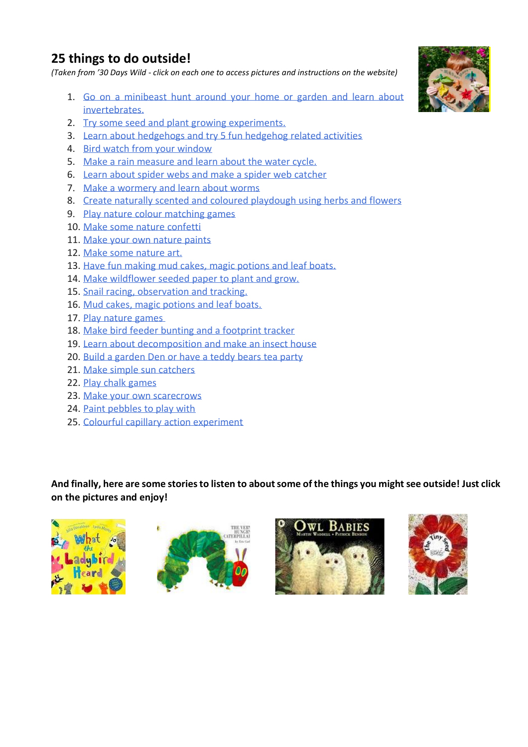## 25 things to do outside!

*(Taken from '30 Days Wild - click on each one to access pictures and instructions on the website)*

1. Go on a minibeast hunt around your home or garden and learn about invertebrates.
2. Try some seed and plant growing experiments.
3. Learn about hedgehogs and try 5 fun hedgehog related activities
4. Bird watch from your window
5. Make a rain measure and learn about the water cycle.
6. Learn about spider webs and make a spider web catcher
7. Make a wormery and learn about worms
8. Create naturally scented and coloured playdough using herbs and flowers
9. Play nature colour matching games
10. Make some nature confetti
11. Make your own nature paints
12. Make some nature art.
13. Have fun making mud cakes, magic potions and leaf boats.
14. Make wildflower seeded paper to plant and grow.
15. Snail racing, observation and tracking.
16. Mud cakes, magic potions and leaf boats.
17. Play nature games
18. Make bird feeder bunting and a footprint tracker
19. Learn about decomposition and make an insect house
20. Build a garden Den or have a teddy bears tea party
21. Make simple sun catchers
22. Play chalk games
23. Make your own scarecrows
24. Paint pebbles to play with
25. Colourful capillary action experiment

**And finally, here are some stories to listen to about some of the things you might see outside! Just click on the pictures and enjoy!**